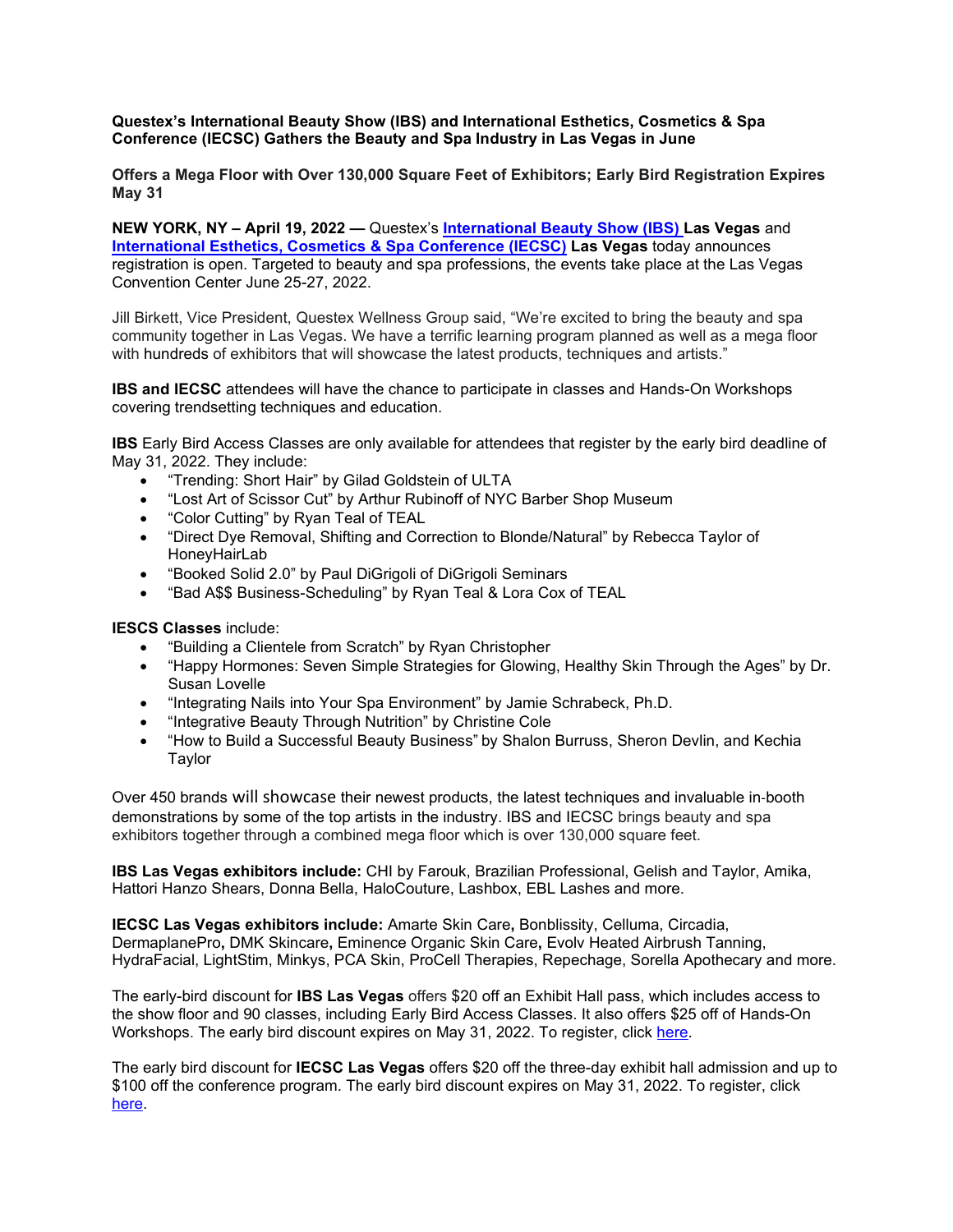**Questex's International Beauty Show (IBS) and International Esthetics, Cosmetics & Spa Conference (IECSC) Gathers the Beauty and Spa Industry in Las Vegas in June**

**Offers a Mega Floor with Over 130,000 Square Feet of Exhibitors; Early Bird Registration Expires May 31**

**NEW YORK, NY – April 19, 2022 —** Questex's **International Beauty Show (IBS) Las Vegas** and **International Esthetics, Cosmetics & Spa Conference (IECSC) Las Vegas** today announces registration is open. Targeted to beauty and spa professions, the events take place at the Las Vegas Convention Center June 25-27, 2022.

Jill Birkett, Vice President, Questex Wellness Group said, "We're excited to bring the beauty and spa community together in Las Vegas. We have a terrific learning program planned as well as a mega floor with hundreds of exhibitors that will showcase the latest products, techniques and artists."

**IBS and IECSC** attendees will have the chance to participate in classes and Hands-On Workshops covering trendsetting techniques and education.

**IBS** Early Bird Access Classes are only available for attendees that register by the early bird deadline of May 31, 2022. They include:

- "Trending: Short Hair" by Gilad Goldstein of ULTA
- "Lost Art of Scissor Cut" by Arthur Rubinoff of NYC Barber Shop Museum
- "Color Cutting" by Ryan Teal of TEAL
- "Direct Dye Removal, Shifting and Correction to Blonde/Natural" by Rebecca Taylor of HoneyHairLab
- "Booked Solid 2.0" by Paul DiGrigoli of DiGrigoli Seminars
- "Bad A$$ Business-Scheduling" by Ryan Teal & Lora Cox of TEAL

**IESCS Classes** include:

- "Building a Clientele from Scratch" by Ryan Christopher
- "Happy Hormones: Seven Simple Strategies for Glowing, Healthy Skin Through the Ages" by Dr. Susan Lovelle
- "Integrating Nails into Your Spa Environment" by Jamie Schrabeck, Ph.D.
- "Integrative Beauty Through Nutrition" by Christine Cole
- "How to Build a Successful Beauty Business" by Shalon Burruss, Sheron Devlin, and Kechia Taylor

Over 450 brands will showcase their newest products, the latest techniques and invaluable in-booth demonstrations by some of the top artists in the industry. IBS and IECSC brings beauty and spa exhibitors together through a combined mega floor which is over 130,000 square feet.

**IBS Las Vegas exhibitors include:** CHI by Farouk, Brazilian Professional, Gelish and Taylor, Amika, Hattori Hanzo Shears, Donna Bella, HaloCouture, Lashbox, EBL Lashes and more.

**IECSC Las Vegas exhibitors include:** Amarte Skin Care**,** Bonblissity, Celluma, Circadia, DermaplanePro**,** DMK Skincare**,** Eminence Organic Skin Care**,** Evolv Heated Airbrush Tanning, HydraFacial, LightStim, Minkys, PCA Skin, ProCell Therapies, Repechage, Sorella Apothecary and more.

The early-bird discount for **IBS Las Vegas** offers $20 off an Exhibit Hall pass, which includes access to the show floor and 90 classes, including Early Bird Access Classes. It also offers $25 off of Hands-On Workshops. The early bird discount expires on May 31, 2022. To register, click here.

The early bird discount for **IECSC Las Vegas** offers $20 off the three-day exhibit hall admission and up to $100 off the conference program. The early bird discount expires on May 31, 2022. To register, click here.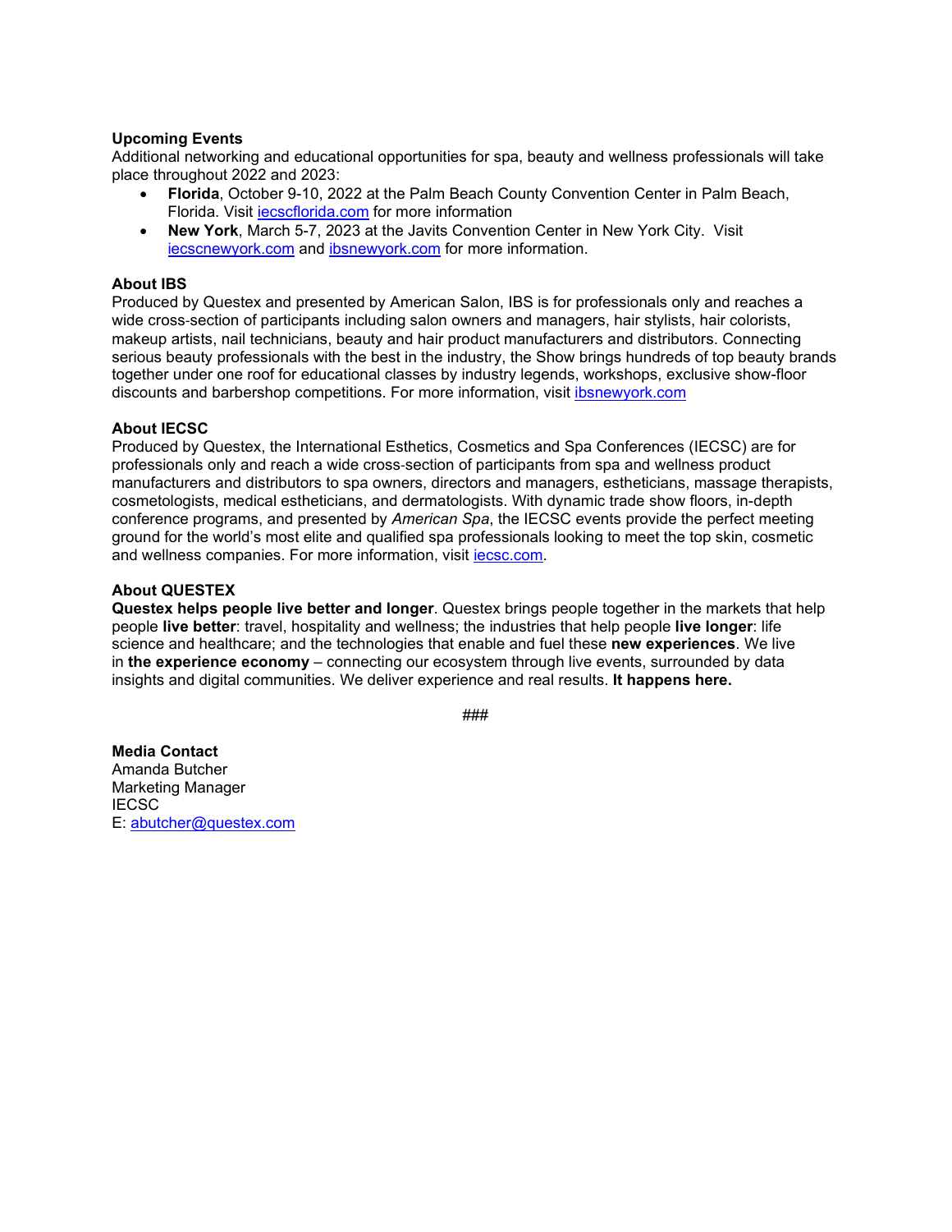**Upcoming Events**

Additional networking and educational opportunities for spa, beauty and wellness professionals will take place throughout 2022 and 2023:

- **Florida**, October 9-10, 2022 at the Palm Beach County Convention Center in Palm Beach, Florida. Visit iecscflorida.com for more information
- **New York**, March 5-7, 2023 at the Javits Convention Center in New York City. Visit iecscnewyork.com and ibsnewyork.com for more information.

**About IBS**

Produced by Questex and presented by American Salon, IBS is for professionals only and reaches a wide cross-section of participants including salon owners and managers, hair stylists, hair colorists, makeup artists, nail technicians, beauty and hair product manufacturers and distributors. Connecting serious beauty professionals with the best in the industry, the Show brings hundreds of top beauty brands together under one roof for educational classes by industry legends, workshops, exclusive show-floor discounts and barbershop competitions. For more information, visit ibsnewyork.com

**About IECSC**

Produced by Questex, the International Esthetics, Cosmetics and Spa Conferences (IECSC) are for professionals only and reach a wide cross-section of participants from spa and wellness product manufacturers and distributors to spa owners, directors and managers, estheticians, massage therapists, cosmetologists, medical estheticians, and dermatologists. With dynamic trade show floors, in-depth conference programs, and presented by *American Spa*, the IECSC events provide the perfect meeting ground for the world's most elite and qualified spa professionals looking to meet the top skin, cosmetic and wellness companies. For more information, visit iecsc.com.

**About QUESTEX**

**Questex helps people live better and longer**. Questex brings people together in the markets that help people **live better**: travel, hospitality and wellness; the industries that help people **live longer**: life science and healthcare; and the technologies that enable and fuel these **new experiences**. We live in **the experience economy** – connecting our ecosystem through live events, surrounded by data insights and digital communities. We deliver experience and real results. **It happens here.**

###

**Media Contact**
Amanda Butcher
Marketing Manager
IECSC
E: abutcher@questex.com